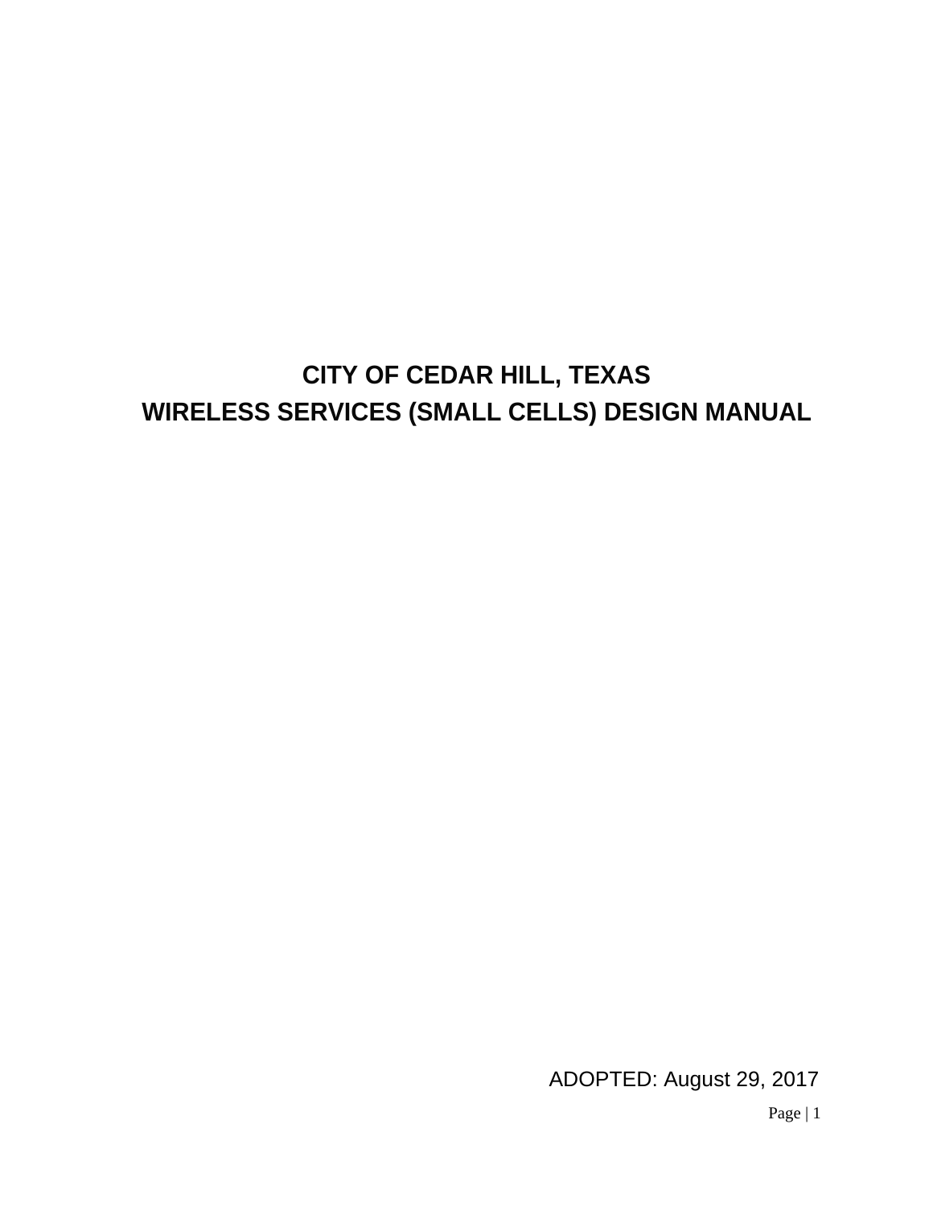# CITY OF CEDAR HILL, TEXAS
# WIRELESS SERVICES (SMALL CELLS) DESIGN MANUAL

ADOPTED: August 29, 2017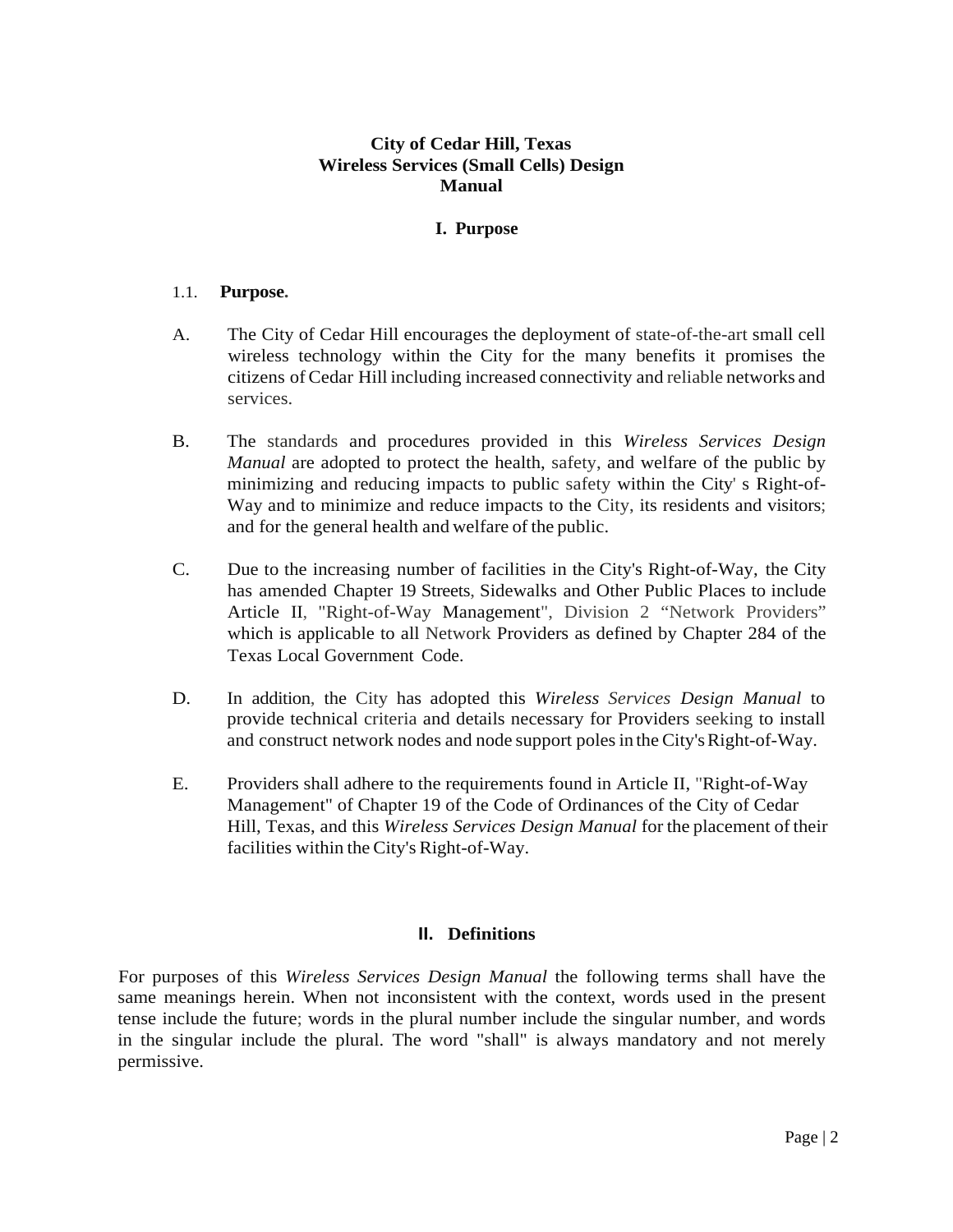# City of Cedar Hill, Texas
# Wireless Services (Small Cells) Design Manual

## I. Purpose

### 1.1. Purpose.

A. The City of Cedar Hill encourages the deployment of state-of-the-art small cell wireless technology within the City for the many benefits it promises the citizens of Cedar Hill including increased connectivity and reliable networks and services.

B. The standards and procedures provided in this *Wireless Services Design Manual* are adopted to protect the health, safety, and welfare of the public by minimizing and reducing impacts to public safety within the City' s Right-of-Way and to minimize and reduce impacts to the City, its residents and visitors; and for the general health and welfare of the public.

C. Due to the increasing number of facilities in the City's Right-of-Way, the City has amended Chapter 19 Streets, Sidewalks and Other Public Places to include Article II, "Right-of-Way Management", Division 2 "Network Providers" which is applicable to all Network Providers as defined by Chapter 284 of the Texas Local Government Code.

D. In addition, the City has adopted this *Wireless Services Design Manual* to provide technical criteria and details necessary for Providers seeking to install and construct network nodes and node support poles in the City's Right-of-Way.

E. Providers shall adhere to the requirements found in Article II, "Right-of-Way Management" of Chapter 19 of the Code of Ordinances of the City of Cedar Hill, Texas, and this *Wireless Services Design Manual* for the placement of their facilities within the City's Right-of-Way.

## II. Definitions

For purposes of this *Wireless Services Design Manual* the following terms shall have the same meanings herein. When not inconsistent with the context, words used in the present tense include the future; words in the plural number include the singular number, and words in the singular include the plural. The word "shall" is always mandatory and not merely permissive.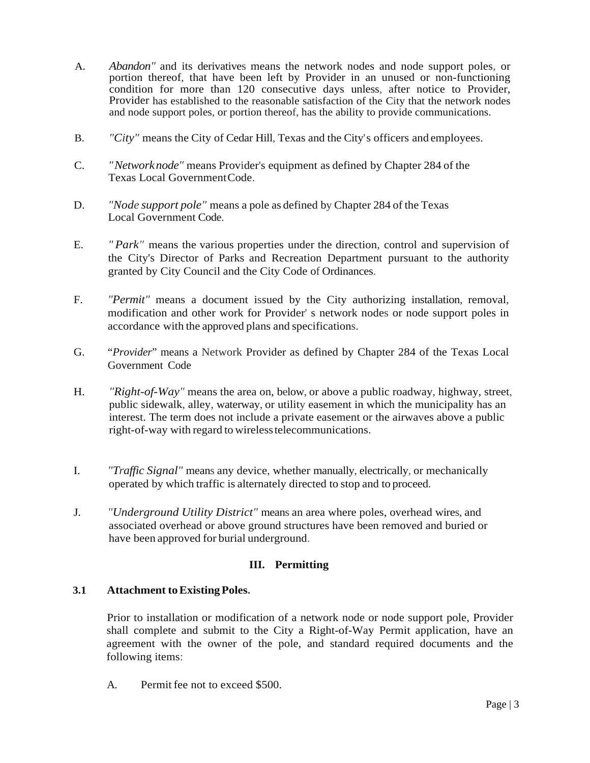A. *Abandon"* and its derivatives means the network nodes and node support poles, or portion thereof, that have been left by Provider in an unused or non-functioning condition for more than 120 consecutive days unless, after notice to Provider, Provider has established to the reasonable satisfaction of the City that the network nodes and node support poles, or portion thereof, has the ability to provide communications.

B. *"City"* means the City of Cedar Hill, Texas and the City's officers and employees.

C. *"Network node"* means Provider's equipment as defined by Chapter 284 of the Texas Local Government Code.

D. *"Node support pole"* means a pole as defined by Chapter 284 of the Texas Local Government Code.

E. *"Park"* means the various properties under the direction, control and supervision of the City's Director of Parks and Recreation Department pursuant to the authority granted by City Council and the City Code of Ordinances.

F. *"Permit"* means a document issued by the City authorizing installation, removal, modification and other work for Provider's network nodes or node support poles in accordance with the approved plans and specifications.

G. "*Provider*" means a Network Provider as defined by Chapter 284 of the Texas Local Government Code

H. *"Right-of-Way"* means the area on, below, or above a public roadway, highway, street, public sidewalk, alley, waterway, or utility easement in which the municipality has an interest. The term does not include a private easement or the airwaves above a public right-of-way with regard to wireless telecommunications.

I. *"Traffic Signal"* means any device, whether manually, electrically, or mechanically operated by which traffic is alternately directed to stop and to proceed.

J. *"Underground Utility District"* means an area where poles, overhead wires, and associated overhead or above ground structures have been removed and buried or have been approved for burial underground.

## III. Permitting

### 3.1 Attachment to Existing Poles.

Prior to installation or modification of a network node or node support pole, Provider shall complete and submit to the City a Right-of-Way Permit application, have an agreement with the owner of the pole, and standard required documents and the following items:

A. Permit fee not to exceed $500.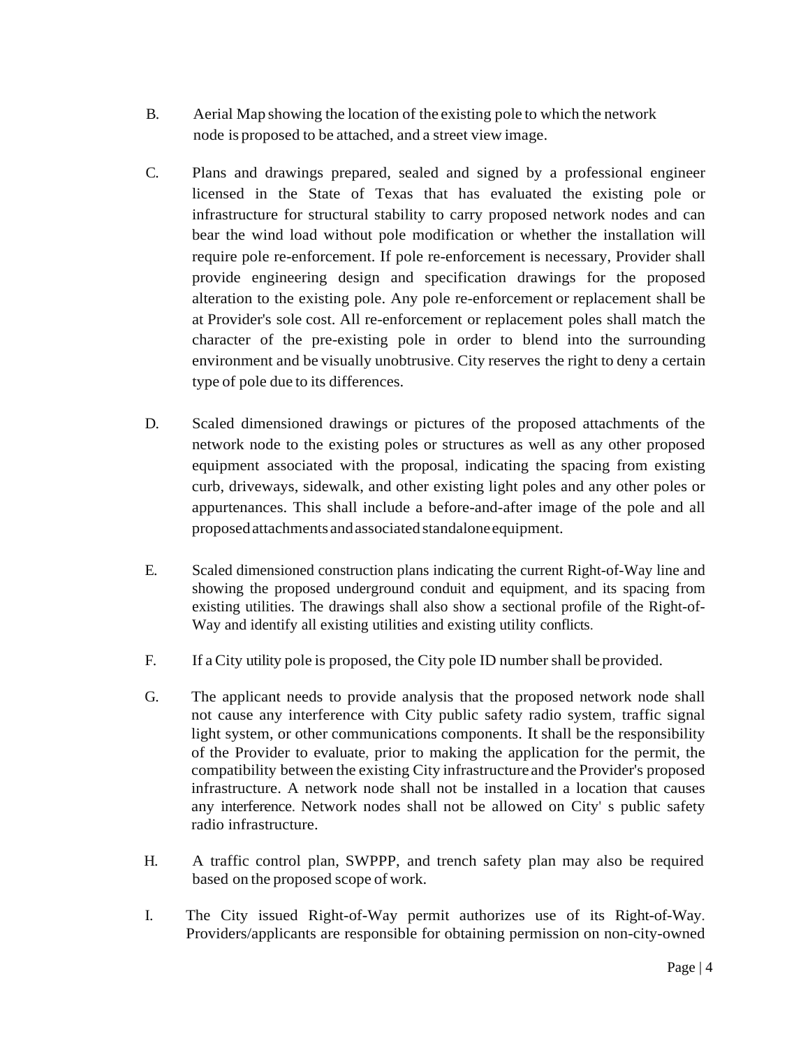B. Aerial Map showing the location of the existing pole to which the network node is proposed to be attached, and a street view image.

C. Plans and drawings prepared, sealed and signed by a professional engineer licensed in the State of Texas that has evaluated the existing pole or infrastructure for structural stability to carry proposed network nodes and can bear the wind load without pole modification or whether the installation will require pole re-enforcement. If pole re-enforcement is necessary, Provider shall provide engineering design and specification drawings for the proposed alteration to the existing pole. Any pole re-enforcement or replacement shall be at Provider's sole cost. All re-enforcement or replacement poles shall match the character of the pre-existing pole in order to blend into the surrounding environment and be visually unobtrusive. City reserves the right to deny a certain type of pole due to its differences.

D. Scaled dimensioned drawings or pictures of the proposed attachments of the network node to the existing poles or structures as well as any other proposed equipment associated with the proposal, indicating the spacing from existing curb, driveways, sidewalk, and other existing light poles and any other poles or appurtenances. This shall include a before-and-after image of the pole and all proposed attachments and associated standalone equipment.

E. Scaled dimensioned construction plans indicating the current Right-of-Way line and showing the proposed underground conduit and equipment, and its spacing from existing utilities. The drawings shall also show a sectional profile of the Right-of-Way and identify all existing utilities and existing utility conflicts.

F. If a City utility pole is proposed, the City pole ID number shall be provided.

G. The applicant needs to provide analysis that the proposed network node shall not cause any interference with City public safety radio system, traffic signal light system, or other communications components. It shall be the responsibility of the Provider to evaluate, prior to making the application for the permit, the compatibility between the existing City infrastructure and the Provider's proposed infrastructure. A network node shall not be installed in a location that causes any interference. Network nodes shall not be allowed on City' s public safety radio infrastructure.

H. A traffic control plan, SWPPP, and trench safety plan may also be required based on the proposed scope of work.

I. The City issued Right-of-Way permit authorizes use of its Right-of-Way. Providers/applicants are responsible for obtaining permission on non-city-owned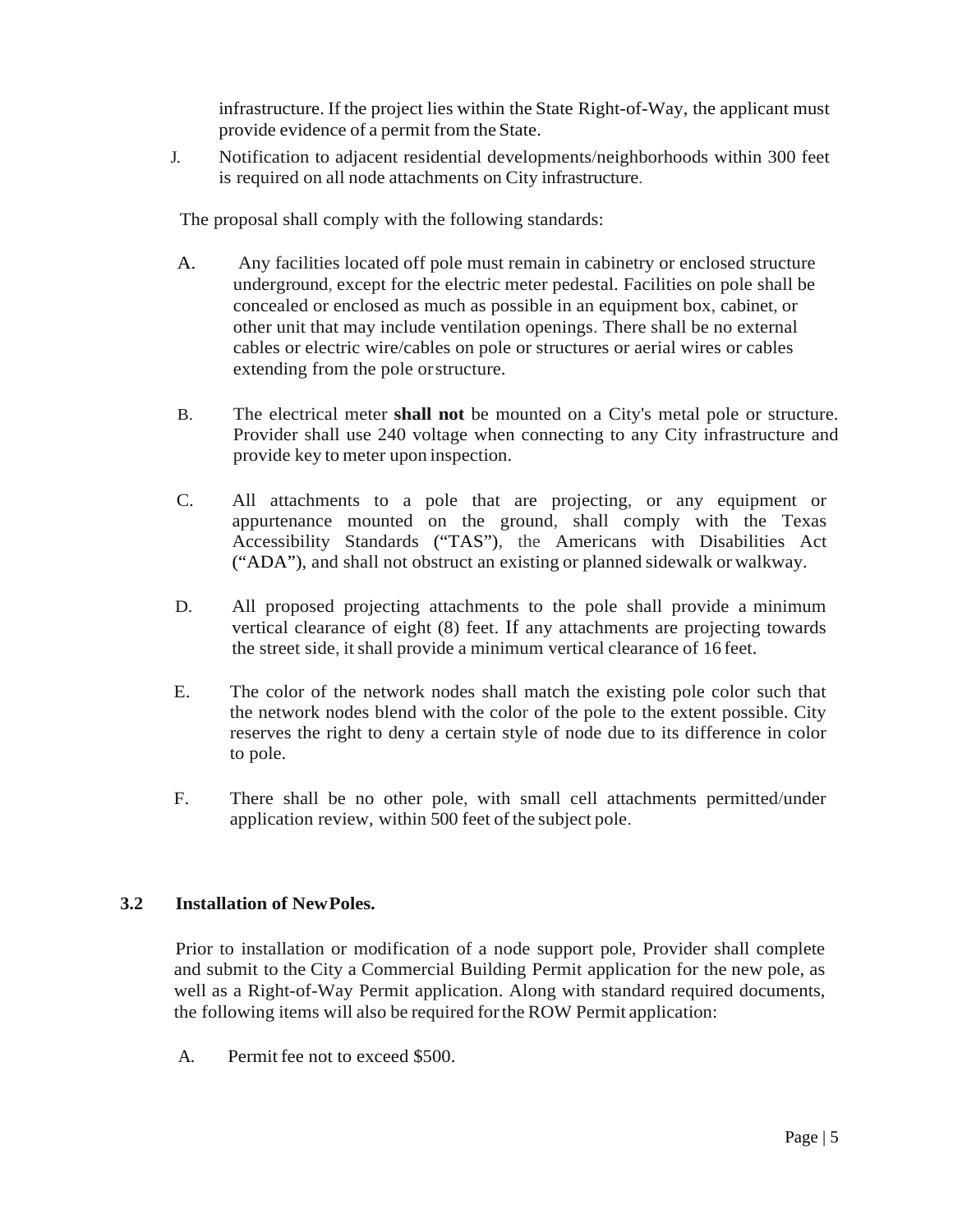infrastructure. If the project lies within the State Right-of-Way, the applicant must provide evidence of a permit from the State.

J. Notification to adjacent residential developments/neighborhoods within 300 feet is required on all node attachments on City infrastructure.

The proposal shall comply with the following standards:

A. Any facilities located off pole must remain in cabinetry or enclosed structure underground, except for the electric meter pedestal. Facilities on pole shall be concealed or enclosed as much as possible in an equipment box, cabinet, or other unit that may include ventilation openings. There shall be no external cables or electric wire/cables on pole or structures or aerial wires or cables extending from the pole or structure.

B. The electrical meter **shall not** be mounted on a City's metal pole or structure. Provider shall use 240 voltage when connecting to any City infrastructure and provide key to meter upon inspection.

C. All attachments to a pole that are projecting, or any equipment or appurtenance mounted on the ground, shall comply with the Texas Accessibility Standards ("TAS"), the Americans with Disabilities Act ("ADA"), and shall not obstruct an existing or planned sidewalk or walkway.

D. All proposed projecting attachments to the pole shall provide a minimum vertical clearance of eight (8) feet. If any attachments are projecting towards the street side, it shall provide a minimum vertical clearance of 16 feet.

E. The color of the network nodes shall match the existing pole color such that the network nodes blend with the color of the pole to the extent possible. City reserves the right to deny a certain style of node due to its difference in color to pole.

F. There shall be no other pole, with small cell attachments permitted/under application review, within 500 feet of the subject pole.

### 3.2 Installation of New Poles.

Prior to installation or modification of a node support pole, Provider shall complete and submit to the City a Commercial Building Permit application for the new pole, as well as a Right-of-Way Permit application. Along with standard required documents, the following items will also be required for the ROW Permit application:

A. Permit fee not to exceed $500.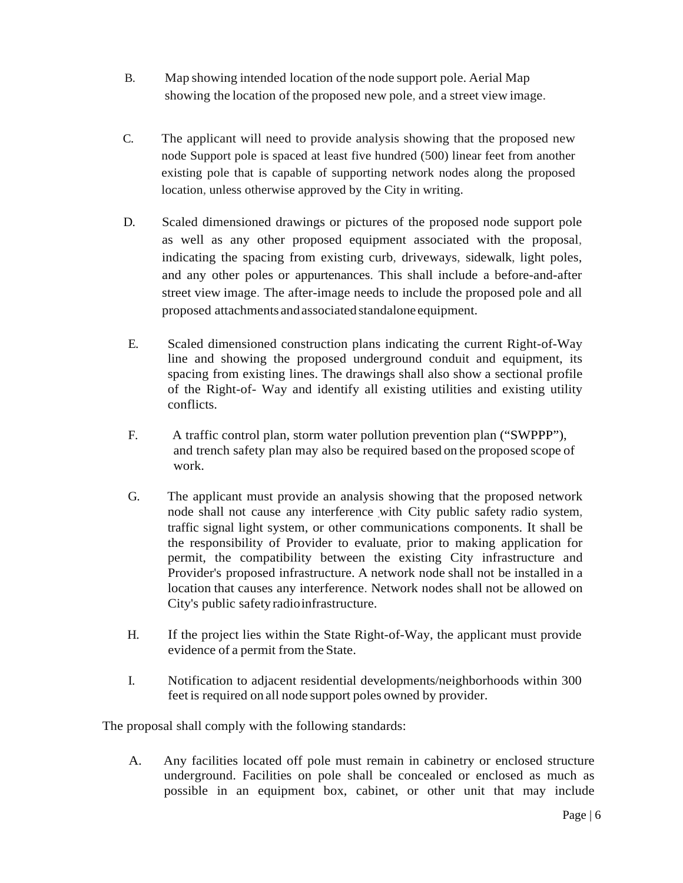B. Map showing intended location of the node support pole. Aerial Map showing the location of the proposed new pole, and a street view image.

C. The applicant will need to provide analysis showing that the proposed new node Support pole is spaced at least five hundred (500) linear feet from another existing pole that is capable of supporting network nodes along the proposed location, unless otherwise approved by the City in writing.

D. Scaled dimensioned drawings or pictures of the proposed node support pole as well as any other proposed equipment associated with the proposal, indicating the spacing from existing curb, driveways, sidewalk, light poles, and any other poles or appurtenances. This shall include a before-and-after street view image. The after-image needs to include the proposed pole and all proposed attachments and associated standalone equipment.

E. Scaled dimensioned construction plans indicating the current Right-of-Way line and showing the proposed underground conduit and equipment, its spacing from existing lines. The drawings shall also show a sectional profile of the Right-of- Way and identify all existing utilities and existing utility conflicts.

F. A traffic control plan, storm water pollution prevention plan ("SWPPP"), and trench safety plan may also be required based on the proposed scope of work.

G. The applicant must provide an analysis showing that the proposed network node shall not cause any interference with City public safety radio system, traffic signal light system, or other communications components. It shall be the responsibility of Provider to evaluate, prior to making application for permit, the compatibility between the existing City infrastructure and Provider's proposed infrastructure. A network node shall not be installed in a location that causes any interference. Network nodes shall not be allowed on City's public safety radio infrastructure.

H. If the project lies within the State Right-of-Way, the applicant must provide evidence of a permit from the State.

I. Notification to adjacent residential developments/neighborhoods within 300 feet is required on all node support poles owned by provider.

The proposal shall comply with the following standards:

A. Any facilities located off pole must remain in cabinetry or enclosed structure underground. Facilities on pole shall be concealed or enclosed as much as possible in an equipment box, cabinet, or other unit that may include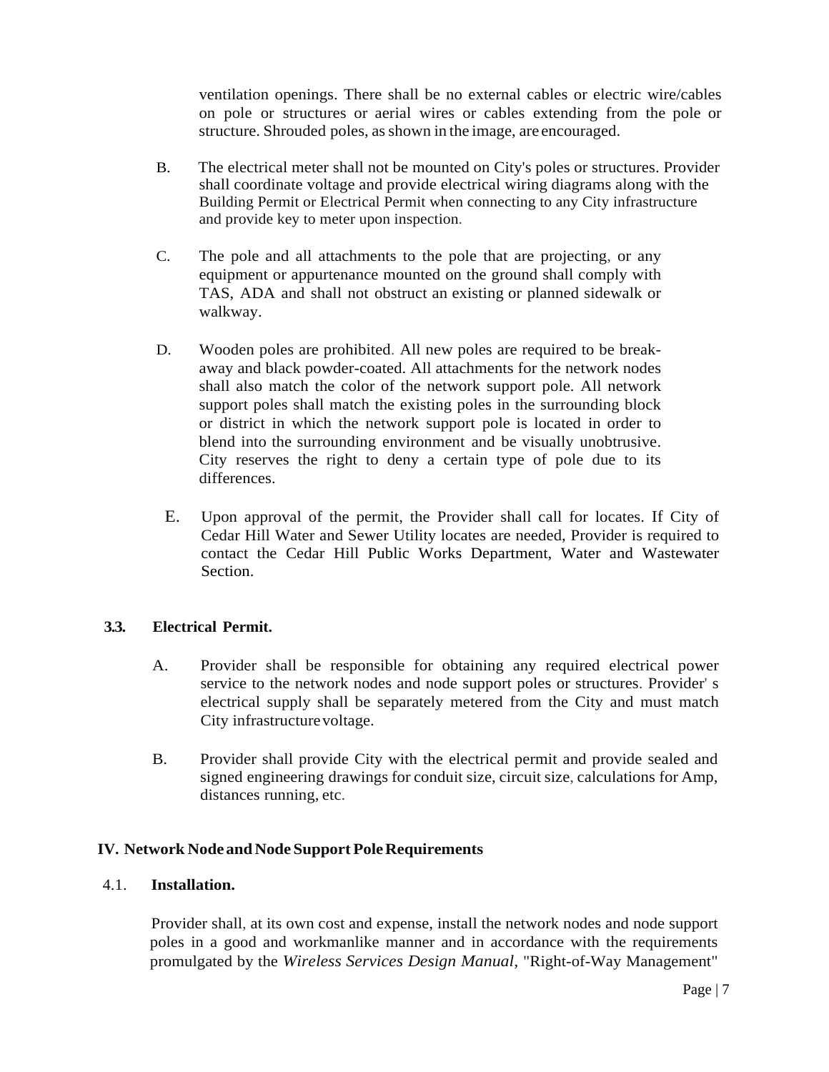ventilation openings. There shall be no external cables or electric wire/cables on pole or structures or aerial wires or cables extending from the pole or structure. Shrouded poles, as shown in the image, are encouraged.

B. The electrical meter shall not be mounted on City's poles or structures. Provider shall coordinate voltage and provide electrical wiring diagrams along with the Building Permit or Electrical Permit when connecting to any City infrastructure and provide key to meter upon inspection.

C. The pole and all attachments to the pole that are projecting, or any equipment or appurtenance mounted on the ground shall comply with TAS, ADA and shall not obstruct an existing or planned sidewalk or walkway.

D. Wooden poles are prohibited. All new poles are required to be break-away and black powder-coated. All attachments for the network nodes shall also match the color of the network support pole. All network support poles shall match the existing poles in the surrounding block or district in which the network support pole is located in order to blend into the surrounding environment and be visually unobtrusive. City reserves the right to deny a certain type of pole due to its differences.

E. Upon approval of the permit, the Provider shall call for locates. If City of Cedar Hill Water and Sewer Utility locates are needed, Provider is required to contact the Cedar Hill Public Works Department, Water and Wastewater Section.

### 3.3. Electrical Permit.

A. Provider shall be responsible for obtaining any required electrical power service to the network nodes and node support poles or structures. Provider' s electrical supply shall be separately metered from the City and must match City infrastructure voltage.

B. Provider shall provide City with the electrical permit and provide sealed and signed engineering drawings for conduit size, circuit size, calculations for Amp, distances running, etc.

## IV. Network Node and Node Support Pole Requirements

### 4.1. Installation.

Provider shall, at its own cost and expense, install the network nodes and node support poles in a good and workmanlike manner and in accordance with the requirements promulgated by the *Wireless Services Design Manual*, "Right-of-Way Management"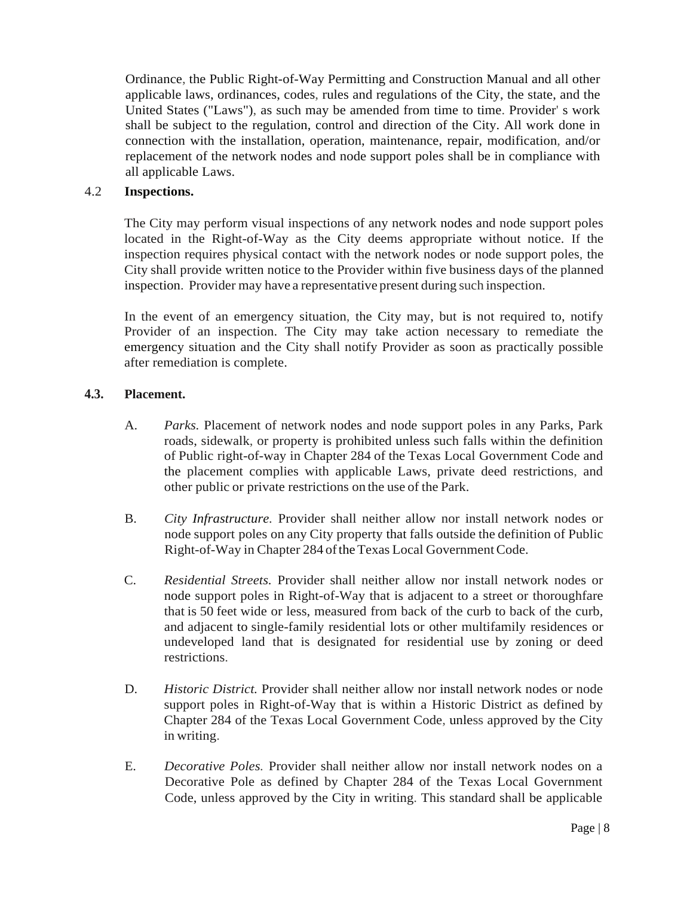Ordinance, the Public Right-of-Way Permitting and Construction Manual and all other applicable laws, ordinances, codes, rules and regulations of the City, the state, and the United States ("Laws"), as such may be amended from time to time. Provider' s work shall be subject to the regulation, control and direction of the City. All work done in connection with the installation, operation, maintenance, repair, modification, and/or replacement of the network nodes and node support poles shall be in compliance with all applicable Laws.

4.2 **Inspections.**

The City may perform visual inspections of any network nodes and node support poles located in the Right-of-Way as the City deems appropriate without notice. If the inspection requires physical contact with the network nodes or node support poles, the City shall provide written notice to the Provider within five business days of the planned inspection. Provider may have a representative present during such inspection.

In the event of an emergency situation, the City may, but is not required to, notify Provider of an inspection. The City may take action necessary to remediate the emergency situation and the City shall notify Provider as soon as practically possible after remediation is complete.

**4.3. Placement.**

A. *Parks.* Placement of network nodes and node support poles in any Parks, Park roads, sidewalk, or property is prohibited unless such falls within the definition of Public right-of-way in Chapter 284 of the Texas Local Government Code and the placement complies with applicable Laws, private deed restrictions, and other public or private restrictions on the use of the Park.

B. *City Infrastructure.* Provider shall neither allow nor install network nodes or node support poles on any City property that falls outside the definition of Public Right-of-Way in Chapter 284 of the Texas Local Government Code.

C. *Residential Streets.* Provider shall neither allow nor install network nodes or node support poles in Right-of-Way that is adjacent to a street or thoroughfare that is 50 feet wide or less, measured from back of the curb to back of the curb, and adjacent to single-family residential lots or other multifamily residences or undeveloped land that is designated for residential use by zoning or deed restrictions.

D. *Historic District.* Provider shall neither allow nor install network nodes or node support poles in Right-of-Way that is within a Historic District as defined by Chapter 284 of the Texas Local Government Code, unless approved by the City in writing.

E. *Decorative Poles.* Provider shall neither allow nor install network nodes on a Decorative Pole as defined by Chapter 284 of the Texas Local Government Code, unless approved by the City in writing. This standard shall be applicable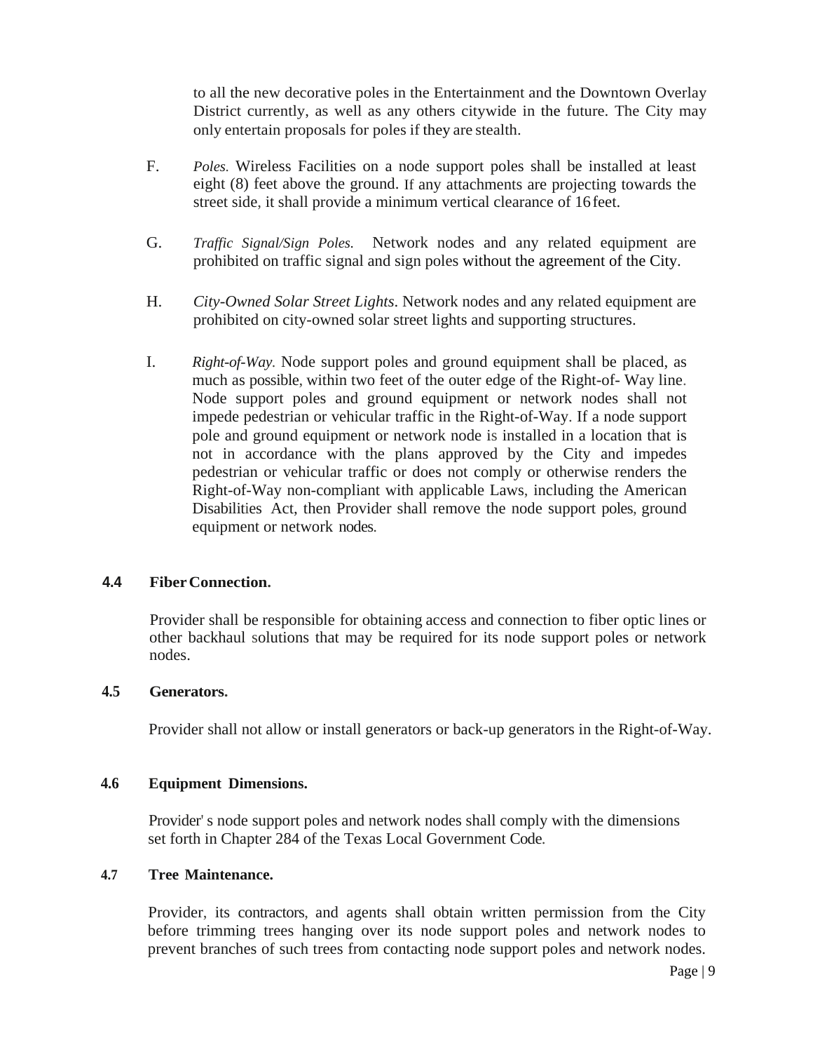to all the new decorative poles in the Entertainment and the Downtown Overlay District currently, as well as any others citywide in the future. The City may only entertain proposals for poles if they are stealth.

F. *Poles.* Wireless Facilities on a node support poles shall be installed at least eight (8) feet above the ground. If any attachments are projecting towards the street side, it shall provide a minimum vertical clearance of 16 feet.

G. *Traffic Signal/Sign Poles.* Network nodes and any related equipment are prohibited on traffic signal and sign poles without the agreement of the City.

H. *City-Owned Solar Street Lights*. Network nodes and any related equipment are prohibited on city-owned solar street lights and supporting structures.

I. *Right-of-Way.* Node support poles and ground equipment shall be placed, as much as possible, within two feet of the outer edge of the Right-of- Way line. Node support poles and ground equipment or network nodes shall not impede pedestrian or vehicular traffic in the Right-of-Way. If a node support pole and ground equipment or network node is installed in a location that is not in accordance with the plans approved by the City and impedes pedestrian or vehicular traffic or does not comply or otherwise renders the Right-of-Way non-compliant with applicable Laws, including the American Disabilities Act, then Provider shall remove the node support poles, ground equipment or network nodes.

**4.4 Fiber Connection.**

Provider shall be responsible for obtaining access and connection to fiber optic lines or other backhaul solutions that may be required for its node support poles or network nodes.

**4.5 Generators.**

Provider shall not allow or install generators or back-up generators in the Right-of-Way.

**4.6 Equipment Dimensions.**

Provider' s node support poles and network nodes shall comply with the dimensions set forth in Chapter 284 of the Texas Local Government Code.

**4.7 Tree Maintenance.**

Provider, its contractors, and agents shall obtain written permission from the City before trimming trees hanging over its node support poles and network nodes to prevent branches of such trees from contacting node support poles and network nodes.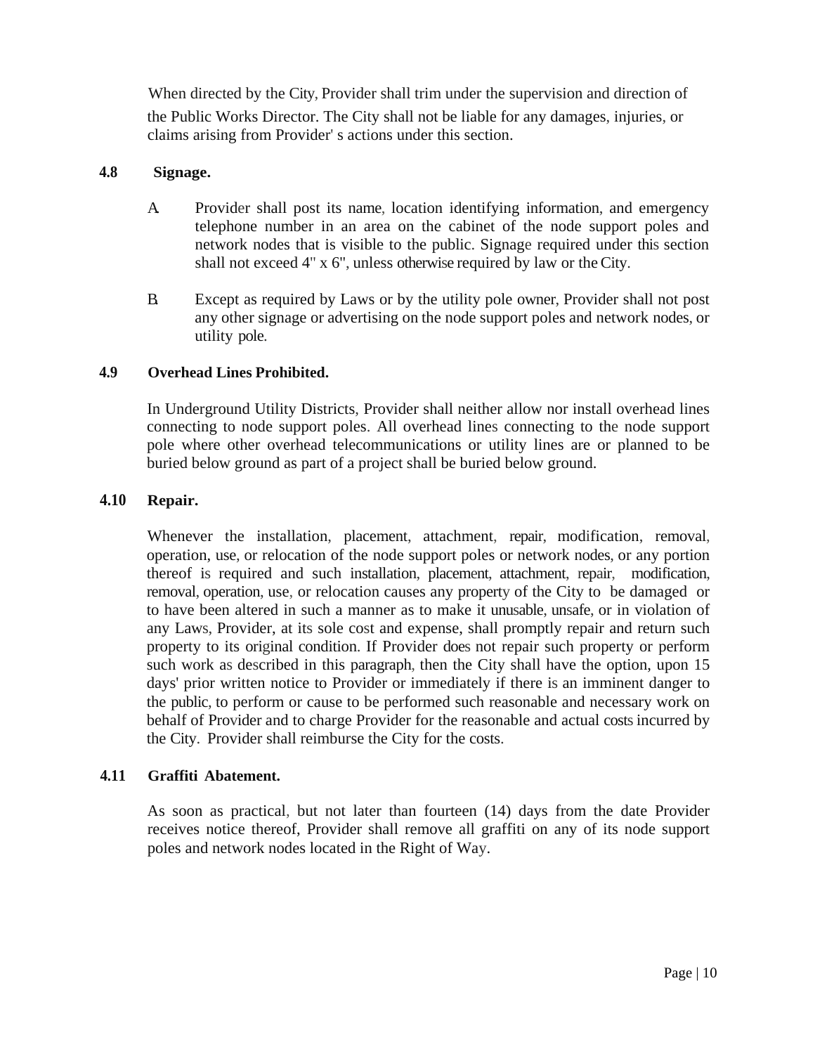When directed by the City, Provider shall trim under the supervision and direction of the Public Works Director. The City shall not be liable for any damages, injuries, or claims arising from Provider' s actions under this section.

### 4.8 Signage.

A. Provider shall post its name, location identifying information, and emergency telephone number in an area on the cabinet of the node support poles and network nodes that is visible to the public. Signage required under this section shall not exceed 4" x 6", unless otherwise required by law or the City.

B. Except as required by Laws or by the utility pole owner, Provider shall not post any other signage or advertising on the node support poles and network nodes, or utility pole.

### 4.9 Overhead Lines Prohibited.

In Underground Utility Districts, Provider shall neither allow nor install overhead lines connecting to node support poles. All overhead lines connecting to the node support pole where other overhead telecommunications or utility lines are or planned to be buried below ground as part of a project shall be buried below ground.

### 4.10 Repair.

Whenever the installation, placement, attachment, repair, modification, removal, operation, use, or relocation of the node support poles or network nodes, or any portion thereof is required and such installation, placement, attachment, repair, modification, removal, operation, use, or relocation causes any property of the City to be damaged or to have been altered in such a manner as to make it unusable, unsafe, or in violation of any Laws, Provider, at its sole cost and expense, shall promptly repair and return such property to its original condition. If Provider does not repair such property or perform such work as described in this paragraph, then the City shall have the option, upon 15 days' prior written notice to Provider or immediately if there is an imminent danger to the public, to perform or cause to be performed such reasonable and necessary work on behalf of Provider and to charge Provider for the reasonable and actual costs incurred by the City. Provider shall reimburse the City for the costs.

### 4.11 Graffiti Abatement.

As soon as practical, but not later than fourteen (14) days from the date Provider receives notice thereof, Provider shall remove all graffiti on any of its node support poles and network nodes located in the Right of Way.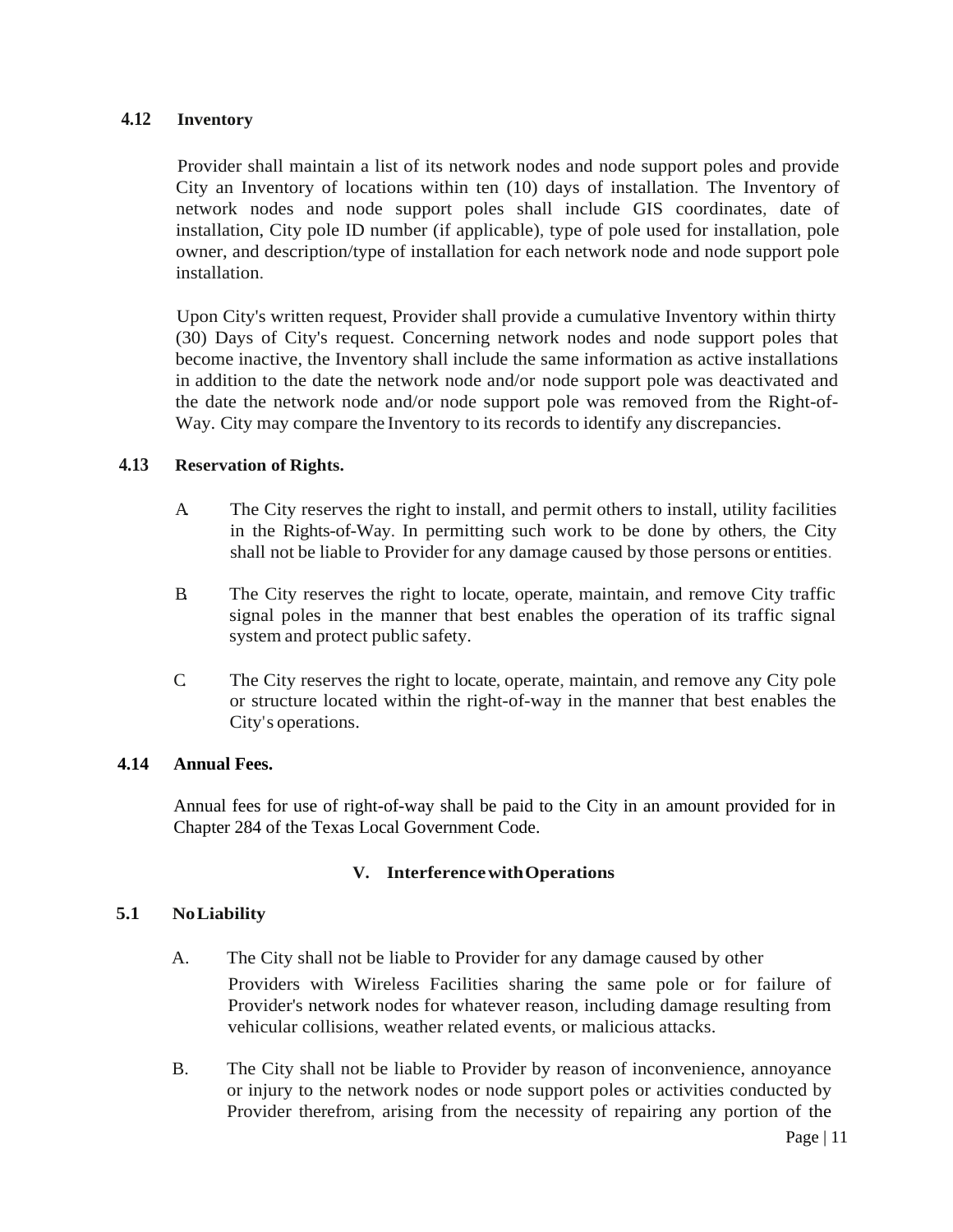### 4.12 Inventory

Provider shall maintain a list of its network nodes and node support poles and provide City an Inventory of locations within ten (10) days of installation. The Inventory of network nodes and node support poles shall include GIS coordinates, date of installation, City pole ID number (if applicable), type of pole used for installation, pole owner, and description/type of installation for each network node and node support pole installation.

Upon City's written request, Provider shall provide a cumulative Inventory within thirty (30) Days of City's request. Concerning network nodes and node support poles that become inactive, the Inventory shall include the same information as active installations in addition to the date the network node and/or node support pole was deactivated and the date the network node and/or node support pole was removed from the Right-of-Way. City may compare the Inventory to its records to identify any discrepancies.

### 4.13 Reservation of Rights.

A. The City reserves the right to install, and permit others to install, utility facilities in the Rights-of-Way. In permitting such work to be done by others, the City shall not be liable to Provider for any damage caused by those persons or entities.

B. The City reserves the right to locate, operate, maintain, and remove City traffic signal poles in the manner that best enables the operation of its traffic signal system and protect public safety.

C. The City reserves the right to locate, operate, maintain, and remove any City pole or structure located within the right-of-way in the manner that best enables the City's operations.

### 4.14 Annual Fees.

Annual fees for use of right-of-way shall be paid to the City in an amount provided for in Chapter 284 of the Texas Local Government Code.

## V. Interference with Operations

### 5.1 No Liability

A. The City shall not be liable to Provider for any damage caused by other Providers with Wireless Facilities sharing the same pole or for failure of Provider's network nodes for whatever reason, including damage resulting from vehicular collisions, weather related events, or malicious attacks.

B. The City shall not be liable to Provider by reason of inconvenience, annoyance or injury to the network nodes or node support poles or activities conducted by Provider therefrom, arising from the necessity of repairing any portion of the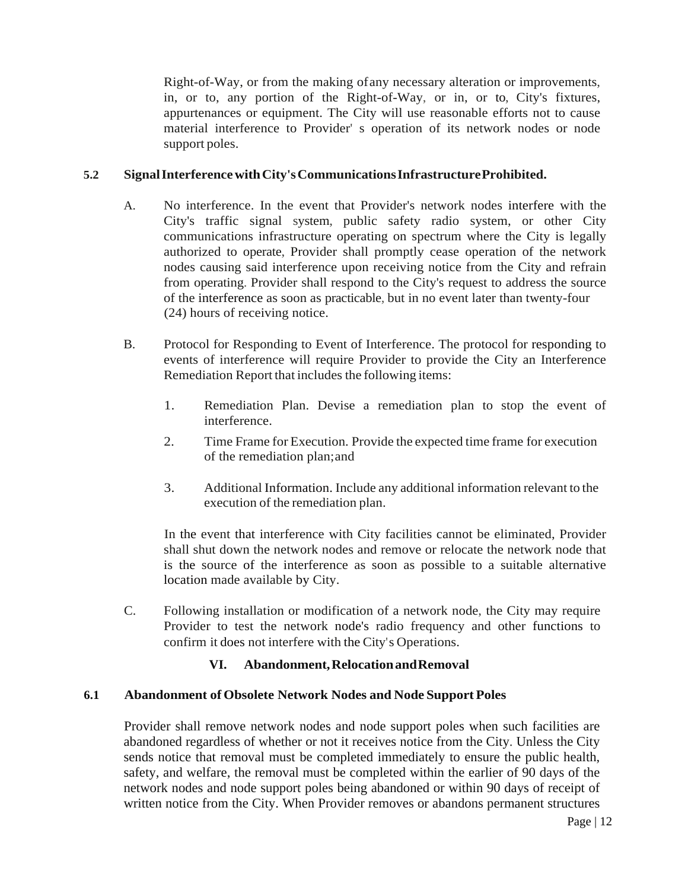Right-of-Way, or from the making of any necessary alteration or improvements, in, or to, any portion of the Right-of-Way, or in, or to, City's fixtures, appurtenances or equipment. The City will use reasonable efforts not to cause material interference to Provider' s operation of its network nodes or node support poles.

**5.2 Signal Interference with City's Communications Infrastructure Prohibited.**

A. No interference. In the event that Provider's network nodes interfere with the City's traffic signal system, public safety radio system, or other City communications infrastructure operating on spectrum where the City is legally authorized to operate, Provider shall promptly cease operation of the network nodes causing said interference upon receiving notice from the City and refrain from operating. Provider shall respond to the City's request to address the source of the interference as soon as practicable, but in no event later than twenty-four (24) hours of receiving notice.

B. Protocol for Responding to Event of Interference. The protocol for responding to events of interference will require Provider to provide the City an Interference Remediation Report that includes the following items:

1. Remediation Plan. Devise a remediation plan to stop the event of interference.
2. Time Frame for Execution. Provide the expected time frame for execution of the remediation plan; and
3. Additional Information. Include any additional information relevant to the execution of the remediation plan.

In the event that interference with City facilities cannot be eliminated, Provider shall shut down the network nodes and remove or relocate the network node that is the source of the interference as soon as possible to a suitable alternative location made available by City.

C. Following installation or modification of a network node, the City may require Provider to test the network node's radio frequency and other functions to confirm it does not interfere with the City's Operations.

## VI. Abandonment, Relocation and Removal

**6.1 Abandonment of Obsolete Network Nodes and Node Support Poles**

Provider shall remove network nodes and node support poles when such facilities are abandoned regardless of whether or not it receives notice from the City. Unless the City sends notice that removal must be completed immediately to ensure the public health, safety, and welfare, the removal must be completed within the earlier of 90 days of the network nodes and node support poles being abandoned or within 90 days of receipt of written notice from the City. When Provider removes or abandons permanent structures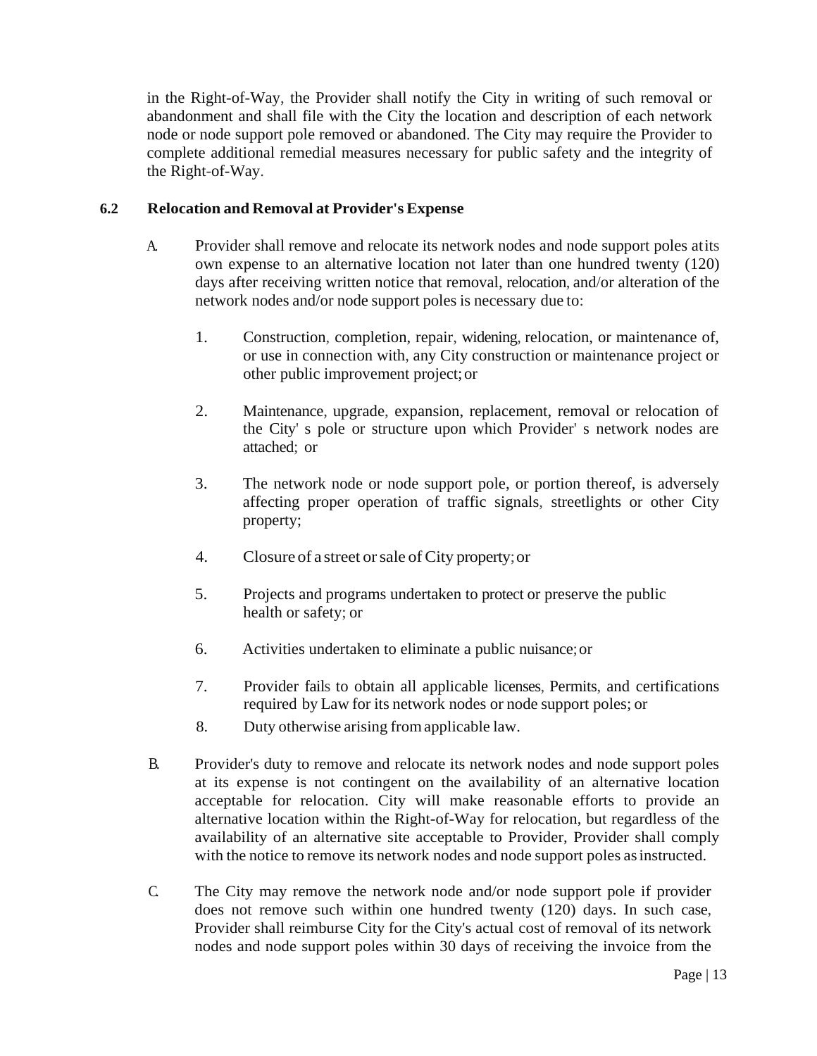in the Right-of-Way, the Provider shall notify the City in writing of such removal or abandonment and shall file with the City the location and description of each network node or node support pole removed or abandoned. The City may require the Provider to complete additional remedial measures necessary for public safety and the integrity of the Right-of-Way.

### 6.2 Relocation and Removal at Provider's Expense

A. Provider shall remove and relocate its network nodes and node support poles at its own expense to an alternative location not later than one hundred twenty (120) days after receiving written notice that removal, relocation, and/or alteration of the network nodes and/or node support poles is necessary due to:

1. Construction, completion, repair, widening, relocation, or maintenance of, or use in connection with, any City construction or maintenance project or other public improvement project; or

2. Maintenance, upgrade, expansion, replacement, removal or relocation of the City' s pole or structure upon which Provider' s network nodes are attached; or

3. The network node or node support pole, or portion thereof, is adversely affecting proper operation of traffic signals, streetlights or other City property;

4. Closure of a street or sale of City property; or

5. Projects and programs undertaken to protect or preserve the public health or safety; or

6. Activities undertaken to eliminate a public nuisance; or

7. Provider fails to obtain all applicable licenses, Permits, and certifications required by Law for its network nodes or node support poles; or

8. Duty otherwise arising from applicable law.

B. Provider's duty to remove and relocate its network nodes and node support poles at its expense is not contingent on the availability of an alternative location acceptable for relocation. City will make reasonable efforts to provide an alternative location within the Right-of-Way for relocation, but regardless of the availability of an alternative site acceptable to Provider, Provider shall comply with the notice to remove its network nodes and node support poles as instructed.

C. The City may remove the network node and/or node support pole if provider does not remove such within one hundred twenty (120) days. In such case, Provider shall reimburse City for the City's actual cost of removal of its network nodes and node support poles within 30 days of receiving the invoice from the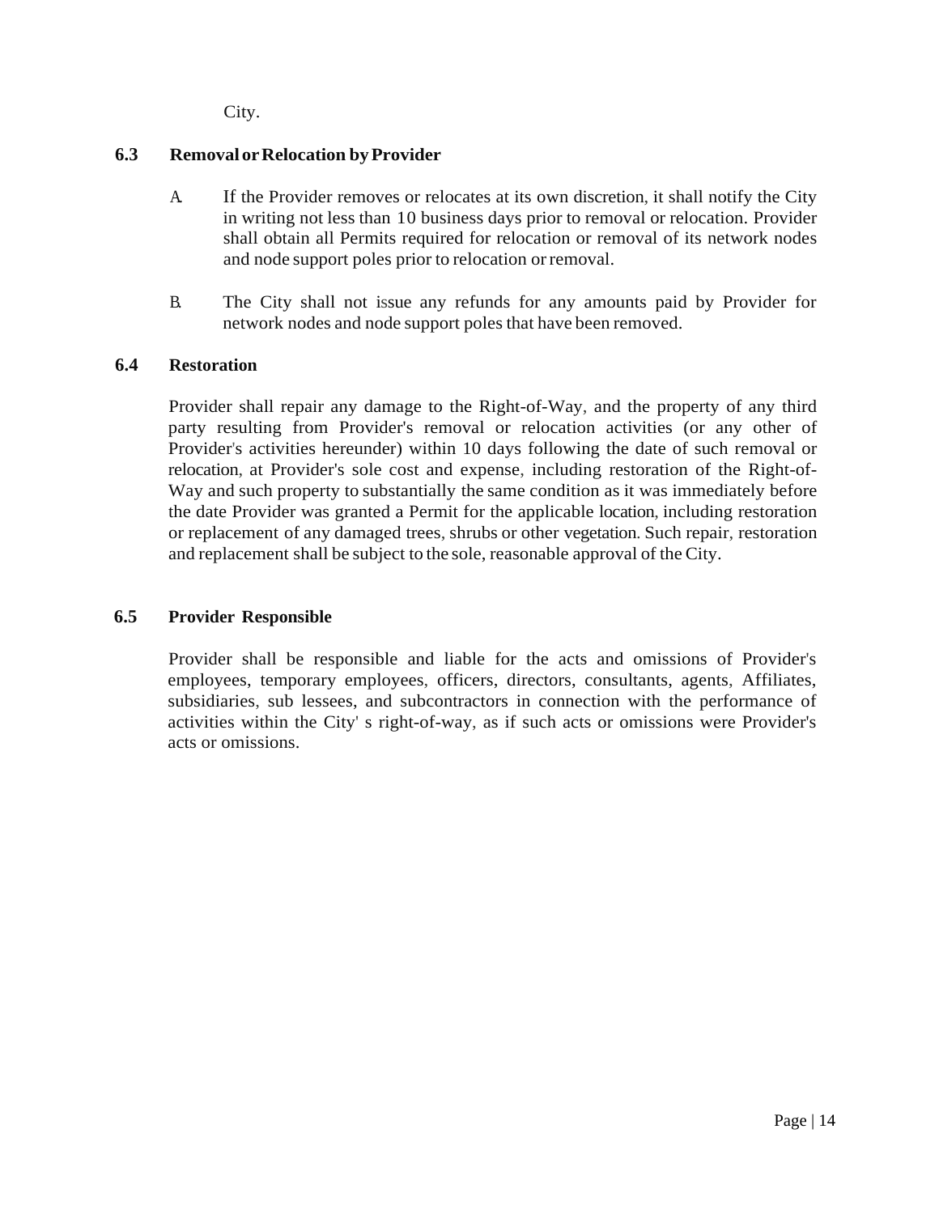City.

### 6.3 Removal or Relocation by Provider

A. If the Provider removes or relocates at its own discretion, it shall notify the City in writing not less than 10 business days prior to removal or relocation. Provider shall obtain all Permits required for relocation or removal of its network nodes and node support poles prior to relocation or removal.

B. The City shall not issue any refunds for any amounts paid by Provider for network nodes and node support poles that have been removed.

### 6.4 Restoration

Provider shall repair any damage to the Right-of-Way, and the property of any third party resulting from Provider's removal or relocation activities (or any other of Provider's activities hereunder) within 10 days following the date of such removal or relocation, at Provider's sole cost and expense, including restoration of the Right-of-Way and such property to substantially the same condition as it was immediately before the date Provider was granted a Permit for the applicable location, including restoration or replacement of any damaged trees, shrubs or other vegetation. Such repair, restoration and replacement shall be subject to the sole, reasonable approval of the City.

### 6.5 Provider Responsible

Provider shall be responsible and liable for the acts and omissions of Provider's employees, temporary employees, officers, directors, consultants, agents, Affiliates, subsidiaries, sub lessees, and subcontractors in connection with the performance of activities within the City' s right-of-way, as if such acts or omissions were Provider's acts or omissions.